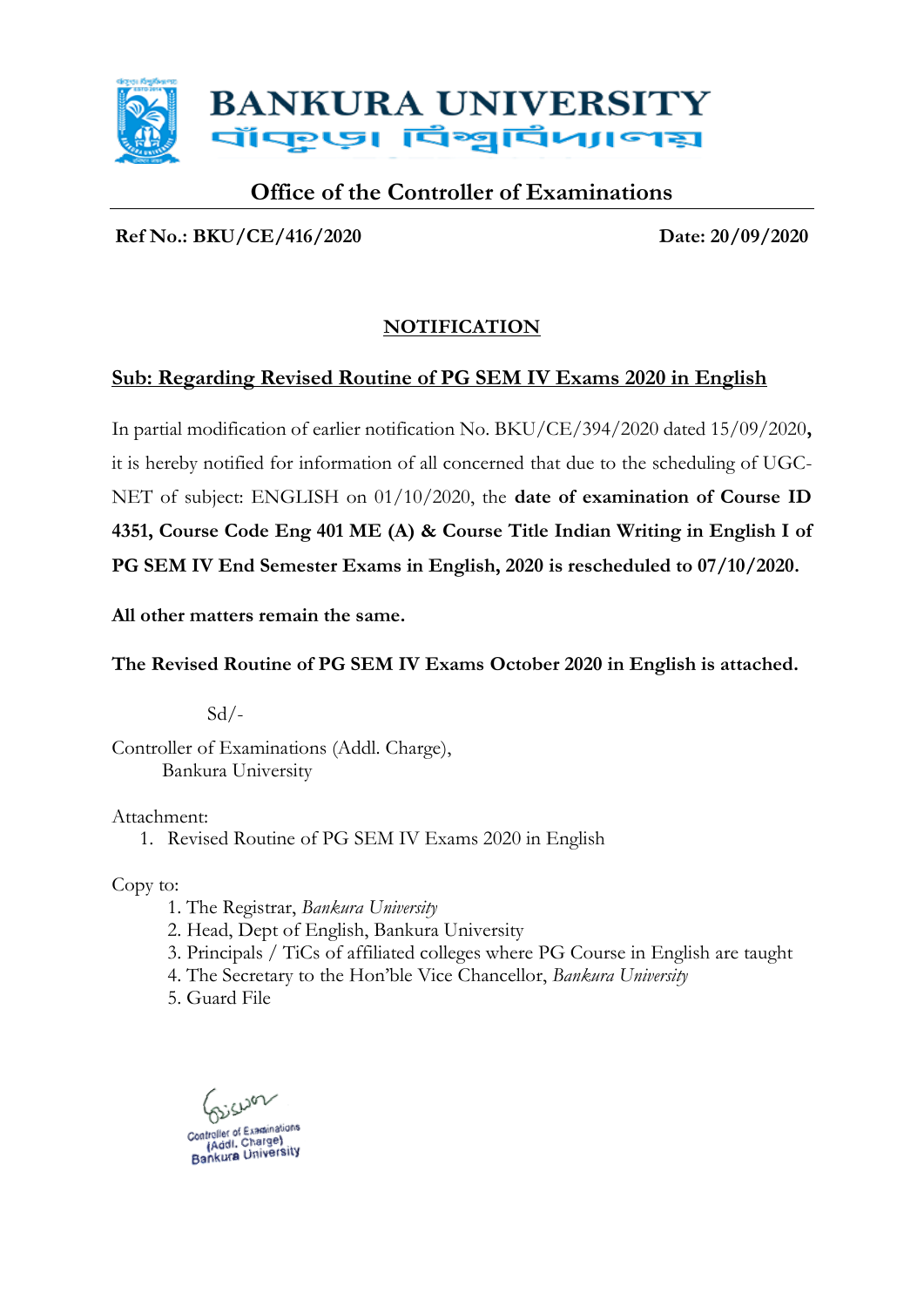# BANKURA UNIVERSITY

বাঁকুড়া বিশ্ববিদ্যালয়

## Office of the Controller of Examinations

**Ref No.: BKU/CE/416/2020** **Date: 20/09/2020**

### NOTIFICATION

**Sub: Regarding Revised Routine of PG SEM IV Exams 2020 in English**

In partial modification of earlier notification No. BKU/CE/394/2020 dated 15/09/2020**,** it is hereby notified for information of all concerned that due to the scheduling of UGC-NET of subject: ENGLISH on 01/10/2020, the **date of examination of Course ID 4351, Course Code Eng 401 ME (A) & Course Title Indian Writing in English I of PG SEM IV End Semester Exams in English, 2020 is rescheduled to 07/10/2020.**

**All other matters remain the same.**

**The Revised Routine of PG SEM IV Exams October 2020 in English is attached.**

Sd/-

Controller of Examinations (Addl. Charge),
Bankura University

Attachment:

1. Revised Routine of PG SEM IV Exams 2020 in English

Copy to:

1. The Registrar, *Bankura University*
2. Head, Dept of English, Bankura University
3. Principals / TiCs of affiliated colleges where PG Course in English are taught
4. The Secretary to the Hon'ble Vice Chancellor, *Bankura University*
5. Guard File

Controller of Examinations
(Addl. Charge)
Bankura University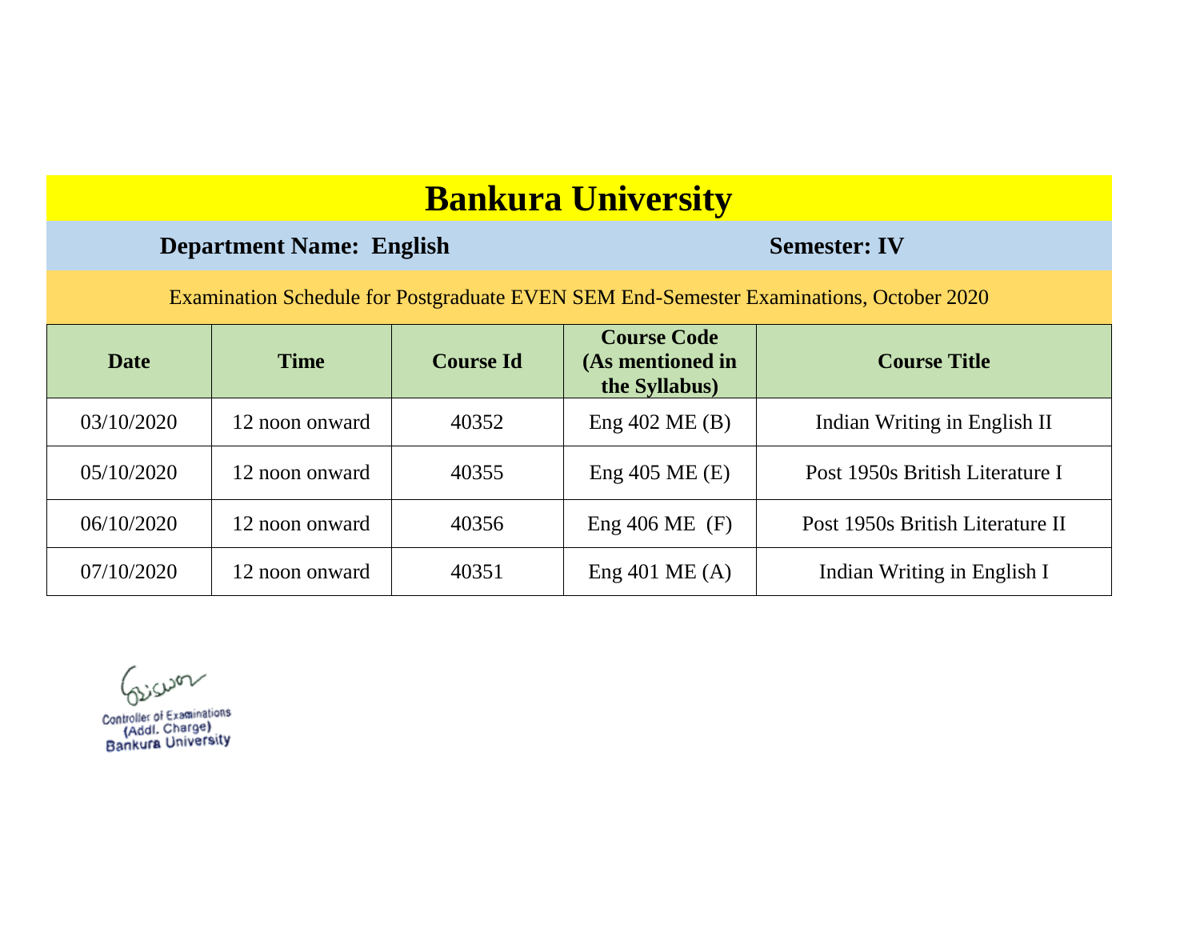# Bankura University

**Department Name: English** **Semester: IV**

Examination Schedule for Postgraduate EVEN SEM End-Semester Examinations, October 2020

| Date | Time | Course Id | Course Code (As mentioned in the Syllabus) | Course Title |
|---|---|---|---|---|
| 03/10/2020 | 12 noon onward | 40352 | Eng 402 ME (B) | Indian Writing in English II |
| 05/10/2020 | 12 noon onward | 40355 | Eng 405 ME (E) | Post 1950s British Literature I |
| 06/10/2020 | 12 noon onward | 40356 | Eng 406 ME (F) | Post 1950s British Literature II |
| 07/10/2020 | 12 noon onward | 40351 | Eng 401 ME (A) | Indian Writing in English I |

Controller of Examinations
(Addl. Charge)
Bankura University